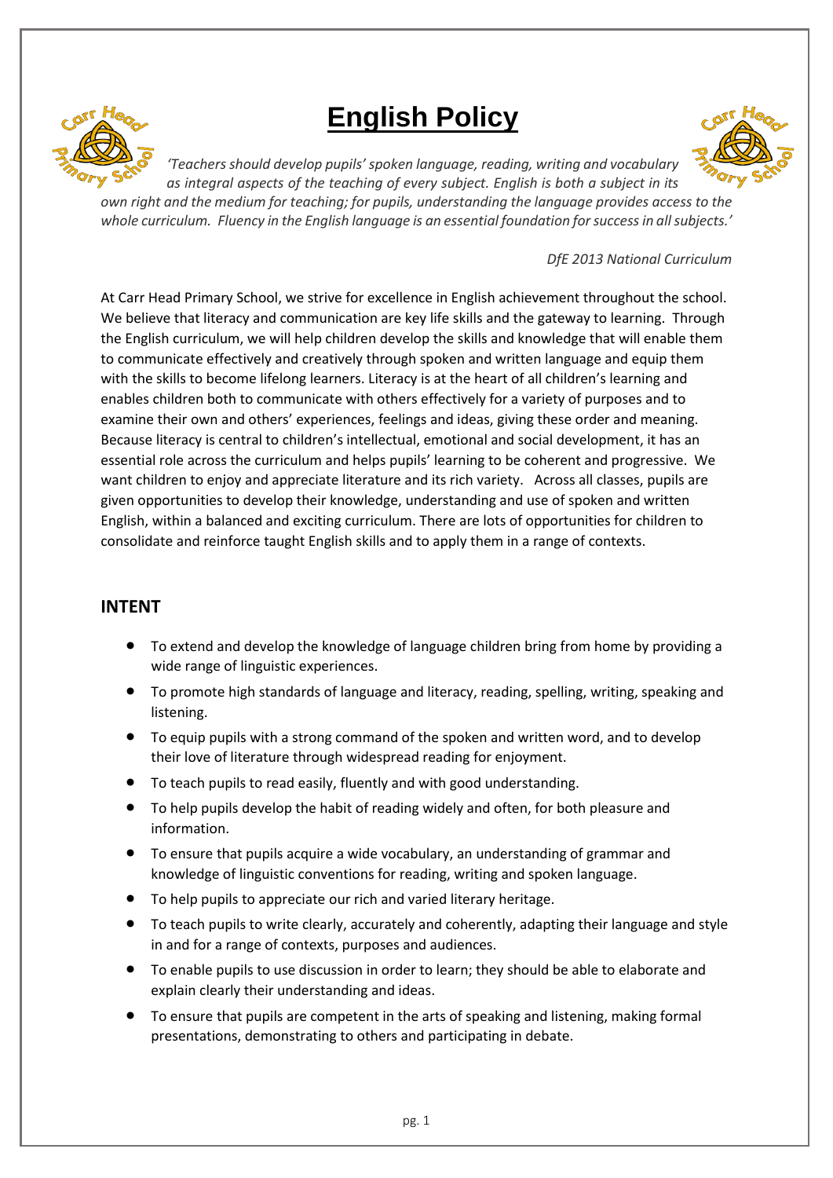# English Policy

*'Teachers should develop pupils' spoken language, reading, writing and vocabulary as integral aspects of the teaching of every subject. English is both a subject in its own right and the medium for teaching; for pupils, understanding the language provides access to the whole curriculum. Fluency in the English language is an essential foundation for success in all subjects.'*

*DfE 2013 National Curriculum*

At Carr Head Primary School, we strive for excellence in English achievement throughout the school. We believe that literacy and communication are key life skills and the gateway to learning. Through the English curriculum, we will help children develop the skills and knowledge that will enable them to communicate effectively and creatively through spoken and written language and equip them with the skills to become lifelong learners. Literacy is at the heart of all children's learning and enables children both to communicate with others effectively for a variety of purposes and to examine their own and others' experiences, feelings and ideas, giving these order and meaning. Because literacy is central to children's intellectual, emotional and social development, it has an essential role across the curriculum and helps pupils' learning to be coherent and progressive. We want children to enjoy and appreciate literature and its rich variety. Across all classes, pupils are given opportunities to develop their knowledge, understanding and use of spoken and written English, within a balanced and exciting curriculum. There are lots of opportunities for children to consolidate and reinforce taught English skills and to apply them in a range of contexts.

## INTENT

- To extend and develop the knowledge of language children bring from home by providing a wide range of linguistic experiences.
- To promote high standards of language and literacy, reading, spelling, writing, speaking and listening.
- To equip pupils with a strong command of the spoken and written word, and to develop their love of literature through widespread reading for enjoyment.
- To teach pupils to read easily, fluently and with good understanding.
- To help pupils develop the habit of reading widely and often, for both pleasure and information.
- To ensure that pupils acquire a wide vocabulary, an understanding of grammar and knowledge of linguistic conventions for reading, writing and spoken language.
- To help pupils to appreciate our rich and varied literary heritage.
- To teach pupils to write clearly, accurately and coherently, adapting their language and style in and for a range of contexts, purposes and audiences.
- To enable pupils to use discussion in order to learn; they should be able to elaborate and explain clearly their understanding and ideas.
- To ensure that pupils are competent in the arts of speaking and listening, making formal presentations, demonstrating to others and participating in debate.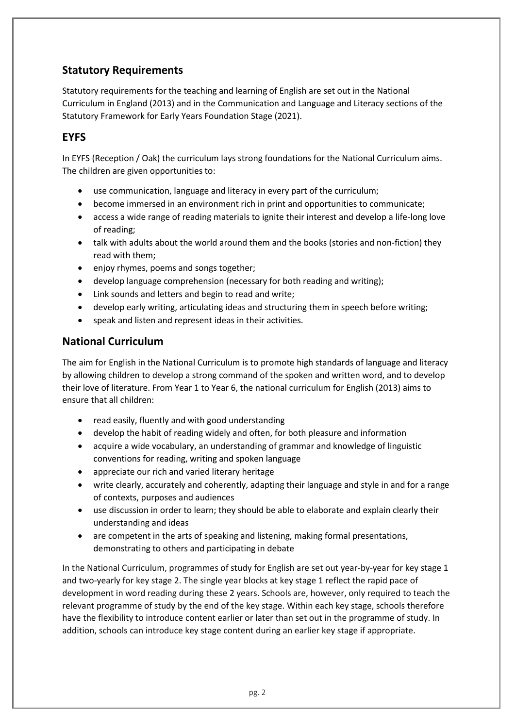## Statutory Requirements

Statutory requirements for the teaching and learning of English are set out in the National Curriculum in England (2013) and in the Communication and Language and Literacy sections of the Statutory Framework for Early Years Foundation Stage (2021).

## EYFS

In EYFS (Reception / Oak) the curriculum lays strong foundations for the National Curriculum aims. The children are given opportunities to:

- use communication, language and literacy in every part of the curriculum;
- become immersed in an environment rich in print and opportunities to communicate;
- access a wide range of reading materials to ignite their interest and develop a life-long love of reading;
- talk with adults about the world around them and the books (stories and non-fiction) they read with them;
- enjoy rhymes, poems and songs together;
- develop language comprehension (necessary for both reading and writing);
- Link sounds and letters and begin to read and write;
- develop early writing, articulating ideas and structuring them in speech before writing;
- speak and listen and represent ideas in their activities.

## National Curriculum

The aim for English in the National Curriculum is to promote high standards of language and literacy by allowing children to develop a strong command of the spoken and written word, and to develop their love of literature. From Year 1 to Year 6, the national curriculum for English (2013) aims to ensure that all children:

- read easily, fluently and with good understanding
- develop the habit of reading widely and often, for both pleasure and information
- acquire a wide vocabulary, an understanding of grammar and knowledge of linguistic conventions for reading, writing and spoken language
- appreciate our rich and varied literary heritage
- write clearly, accurately and coherently, adapting their language and style in and for a range of contexts, purposes and audiences
- use discussion in order to learn; they should be able to elaborate and explain clearly their understanding and ideas
- are competent in the arts of speaking and listening, making formal presentations, demonstrating to others and participating in debate

In the National Curriculum, programmes of study for English are set out year-by-year for key stage 1 and two-yearly for key stage 2. The single year blocks at key stage 1 reflect the rapid pace of development in word reading during these 2 years. Schools are, however, only required to teach the relevant programme of study by the end of the key stage. Within each key stage, schools therefore have the flexibility to introduce content earlier or later than set out in the programme of study. In addition, schools can introduce key stage content during an earlier key stage if appropriate.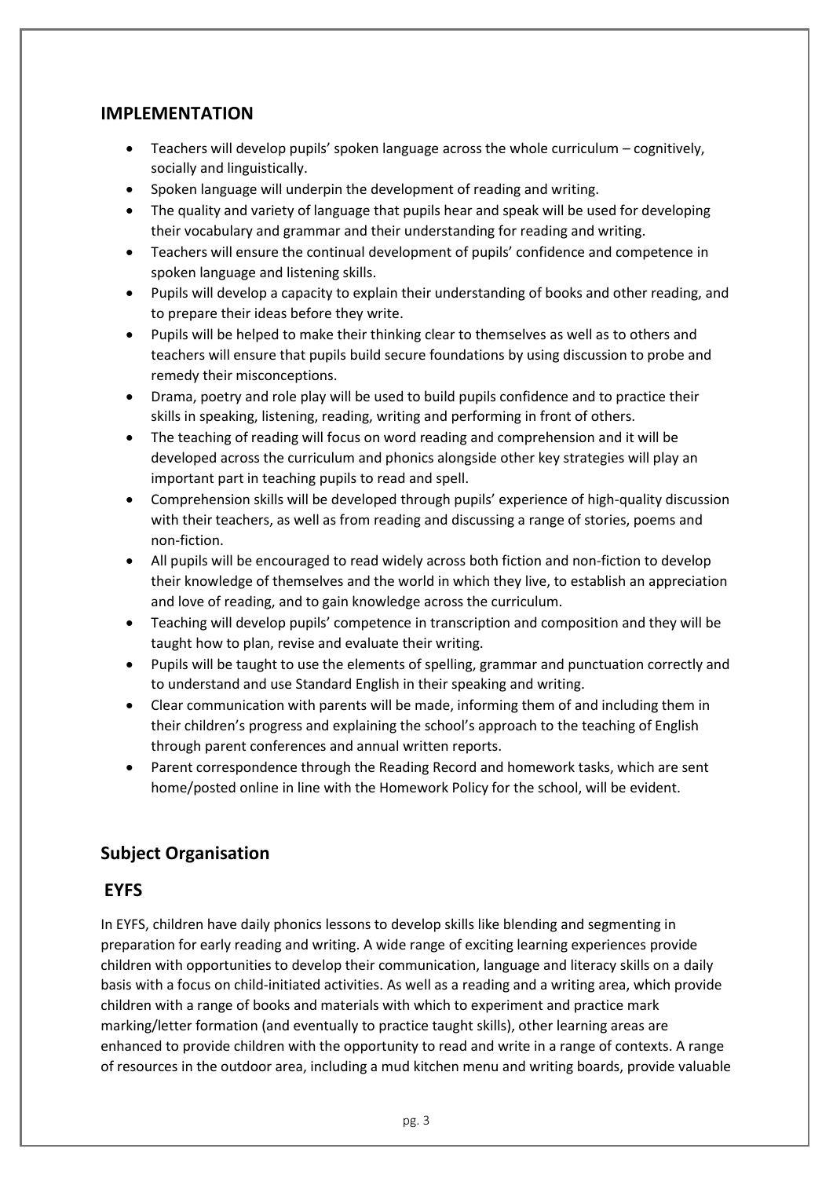## IMPLEMENTATION

- Teachers will develop pupils' spoken language across the whole curriculum – cognitively, socially and linguistically.
- Spoken language will underpin the development of reading and writing.
- The quality and variety of language that pupils hear and speak will be used for developing their vocabulary and grammar and their understanding for reading and writing.
- Teachers will ensure the continual development of pupils' confidence and competence in spoken language and listening skills.
- Pupils will develop a capacity to explain their understanding of books and other reading, and to prepare their ideas before they write.
- Pupils will be helped to make their thinking clear to themselves as well as to others and teachers will ensure that pupils build secure foundations by using discussion to probe and remedy their misconceptions.
- Drama, poetry and role play will be used to build pupils confidence and to practice their skills in speaking, listening, reading, writing and performing in front of others.
- The teaching of reading will focus on word reading and comprehension and it will be developed across the curriculum and phonics alongside other key strategies will play an important part in teaching pupils to read and spell.
- Comprehension skills will be developed through pupils' experience of high-quality discussion with their teachers, as well as from reading and discussing a range of stories, poems and non-fiction.
- All pupils will be encouraged to read widely across both fiction and non-fiction to develop their knowledge of themselves and the world in which they live, to establish an appreciation and love of reading, and to gain knowledge across the curriculum.
- Teaching will develop pupils' competence in transcription and composition and they will be taught how to plan, revise and evaluate their writing.
- Pupils will be taught to use the elements of spelling, grammar and punctuation correctly and to understand and use Standard English in their speaking and writing.
- Clear communication with parents will be made, informing them of and including them in their children's progress and explaining the school's approach to the teaching of English through parent conferences and annual written reports.
- Parent correspondence through the Reading Record and homework tasks, which are sent home/posted online in line with the Homework Policy for the school, will be evident.

## Subject Organisation

## EYFS

In EYFS, children have daily phonics lessons to develop skills like blending and segmenting in preparation for early reading and writing. A wide range of exciting learning experiences provide children with opportunities to develop their communication, language and literacy skills on a daily basis with a focus on child-initiated activities. As well as a reading and a writing area, which provide children with a range of books and materials with which to experiment and practice mark marking/letter formation (and eventually to practice taught skills), other learning areas are enhanced to provide children with the opportunity to read and write in a range of contexts. A range of resources in the outdoor area, including a mud kitchen menu and writing boards, provide valuable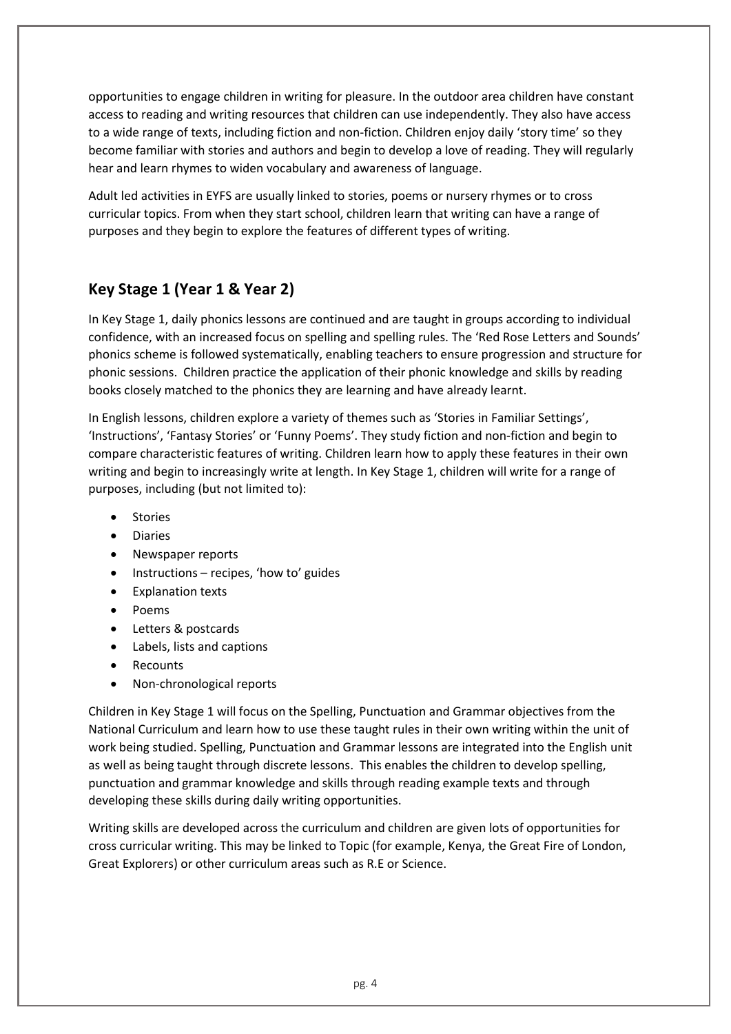opportunities to engage children in writing for pleasure. In the outdoor area children have constant access to reading and writing resources that children can use independently. They also have access to a wide range of texts, including fiction and non-fiction. Children enjoy daily 'story time' so they become familiar with stories and authors and begin to develop a love of reading. They will regularly hear and learn rhymes to widen vocabulary and awareness of language.

Adult led activities in EYFS are usually linked to stories, poems or nursery rhymes or to cross curricular topics. From when they start school, children learn that writing can have a range of purposes and they begin to explore the features of different types of writing.

## Key Stage 1 (Year 1 & Year 2)

In Key Stage 1, daily phonics lessons are continued and are taught in groups according to individual confidence, with an increased focus on spelling and spelling rules. The 'Red Rose Letters and Sounds' phonics scheme is followed systematically, enabling teachers to ensure progression and structure for phonic sessions. Children practice the application of their phonic knowledge and skills by reading books closely matched to the phonics they are learning and have already learnt.

In English lessons, children explore a variety of themes such as 'Stories in Familiar Settings', 'Instructions', 'Fantasy Stories' or 'Funny Poems'. They study fiction and non-fiction and begin to compare characteristic features of writing. Children learn how to apply these features in their own writing and begin to increasingly write at length. In Key Stage 1, children will write for a range of purposes, including (but not limited to):

- Stories
- Diaries
- Newspaper reports
- Instructions – recipes, 'how to' guides
- Explanation texts
- Poems
- Letters & postcards
- Labels, lists and captions
- Recounts
- Non-chronological reports

Children in Key Stage 1 will focus on the Spelling, Punctuation and Grammar objectives from the National Curriculum and learn how to use these taught rules in their own writing within the unit of work being studied. Spelling, Punctuation and Grammar lessons are integrated into the English unit as well as being taught through discrete lessons. This enables the children to develop spelling, punctuation and grammar knowledge and skills through reading example texts and through developing these skills during daily writing opportunities.

Writing skills are developed across the curriculum and children are given lots of opportunities for cross curricular writing. This may be linked to Topic (for example, Kenya, the Great Fire of London, Great Explorers) or other curriculum areas such as R.E or Science.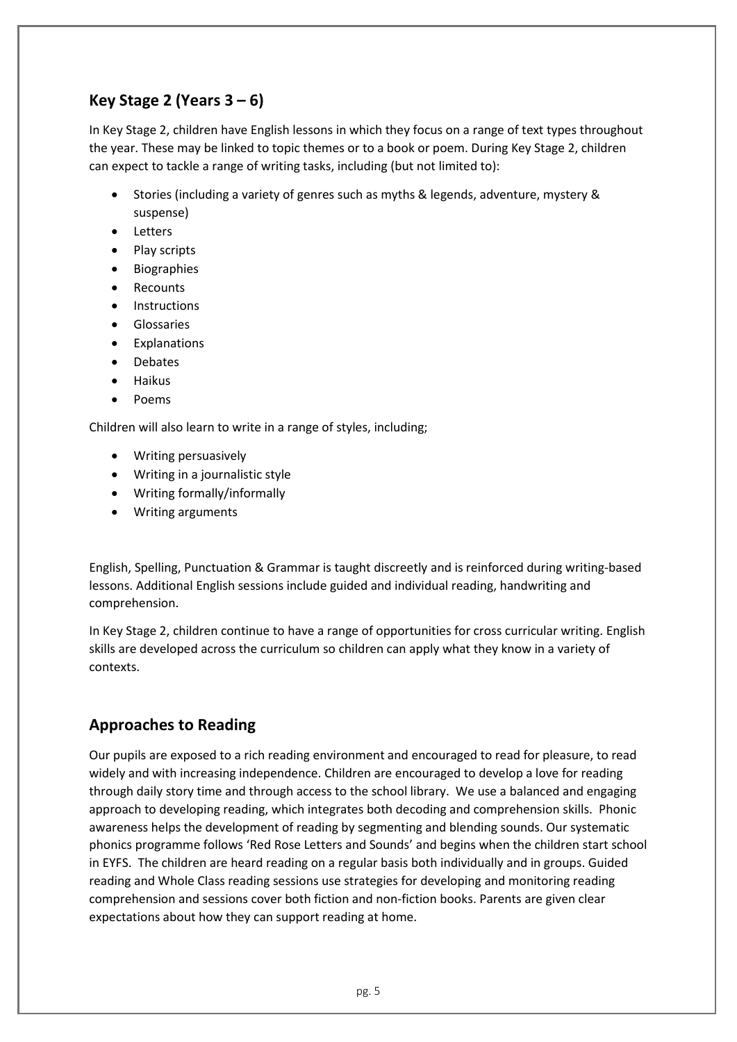## Key Stage 2 (Years 3 – 6)

In Key Stage 2, children have English lessons in which they focus on a range of text types throughout the year. These may be linked to topic themes or to a book or poem. During Key Stage 2, children can expect to tackle a range of writing tasks, including (but not limited to):

- Stories (including a variety of genres such as myths & legends, adventure, mystery & suspense)
- Letters
- Play scripts
- Biographies
- Recounts
- Instructions
- Glossaries
- Explanations
- Debates
- Haikus
- Poems

Children will also learn to write in a range of styles, including;

- Writing persuasively
- Writing in a journalistic style
- Writing formally/informally
- Writing arguments

English, Spelling, Punctuation & Grammar is taught discreetly and is reinforced during writing-based lessons. Additional English sessions include guided and individual reading, handwriting and comprehension.

In Key Stage 2, children continue to have a range of opportunities for cross curricular writing. English skills are developed across the curriculum so children can apply what they know in a variety of contexts.

## Approaches to Reading

Our pupils are exposed to a rich reading environment and encouraged to read for pleasure, to read widely and with increasing independence. Children are encouraged to develop a love for reading through daily story time and through access to the school library. We use a balanced and engaging approach to developing reading, which integrates both decoding and comprehension skills. Phonic awareness helps the development of reading by segmenting and blending sounds. Our systematic phonics programme follows 'Red Rose Letters and Sounds' and begins when the children start school in EYFS. The children are heard reading on a regular basis both individually and in groups. Guided reading and Whole Class reading sessions use strategies for developing and monitoring reading comprehension and sessions cover both fiction and non-fiction books. Parents are given clear expectations about how they can support reading at home.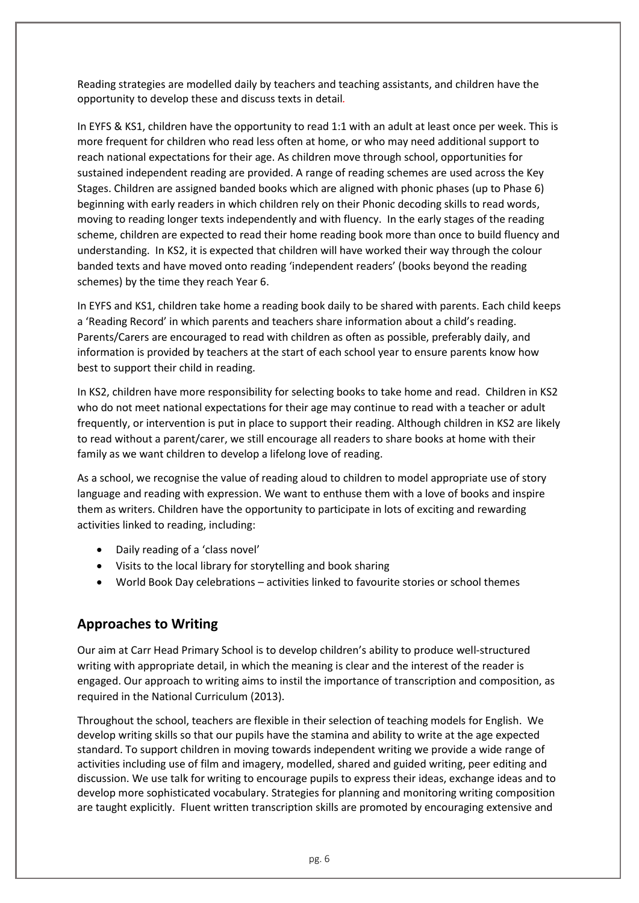Reading strategies are modelled daily by teachers and teaching assistants, and children have the opportunity to develop these and discuss texts in detail.

In EYFS & KS1, children have the opportunity to read 1:1 with an adult at least once per week. This is more frequent for children who read less often at home, or who may need additional support to reach national expectations for their age. As children move through school, opportunities for sustained independent reading are provided. A range of reading schemes are used across the Key Stages. Children are assigned banded books which are aligned with phonic phases (up to Phase 6) beginning with early readers in which children rely on their Phonic decoding skills to read words, moving to reading longer texts independently and with fluency. In the early stages of the reading scheme, children are expected to read their home reading book more than once to build fluency and understanding. In KS2, it is expected that children will have worked their way through the colour banded texts and have moved onto reading 'independent readers' (books beyond the reading schemes) by the time they reach Year 6.

In EYFS and KS1, children take home a reading book daily to be shared with parents. Each child keeps a 'Reading Record' in which parents and teachers share information about a child's reading. Parents/Carers are encouraged to read with children as often as possible, preferably daily, and information is provided by teachers at the start of each school year to ensure parents know how best to support their child in reading.

In KS2, children have more responsibility for selecting books to take home and read. Children in KS2 who do not meet national expectations for their age may continue to read with a teacher or adult frequently, or intervention is put in place to support their reading. Although children in KS2 are likely to read without a parent/carer, we still encourage all readers to share books at home with their family as we want children to develop a lifelong love of reading.

As a school, we recognise the value of reading aloud to children to model appropriate use of story language and reading with expression. We want to enthuse them with a love of books and inspire them as writers. Children have the opportunity to participate in lots of exciting and rewarding activities linked to reading, including:

- Daily reading of a 'class novel'
- Visits to the local library for storytelling and book sharing
- World Book Day celebrations – activities linked to favourite stories or school themes

## Approaches to Writing

Our aim at Carr Head Primary School is to develop children's ability to produce well-structured writing with appropriate detail, in which the meaning is clear and the interest of the reader is engaged. Our approach to writing aims to instil the importance of transcription and composition, as required in the National Curriculum (2013).

Throughout the school, teachers are flexible in their selection of teaching models for English. We develop writing skills so that our pupils have the stamina and ability to write at the age expected standard. To support children in moving towards independent writing we provide a wide range of activities including use of film and imagery, modelled, shared and guided writing, peer editing and discussion. We use talk for writing to encourage pupils to express their ideas, exchange ideas and to develop more sophisticated vocabulary. Strategies for planning and monitoring writing composition are taught explicitly. Fluent written transcription skills are promoted by encouraging extensive and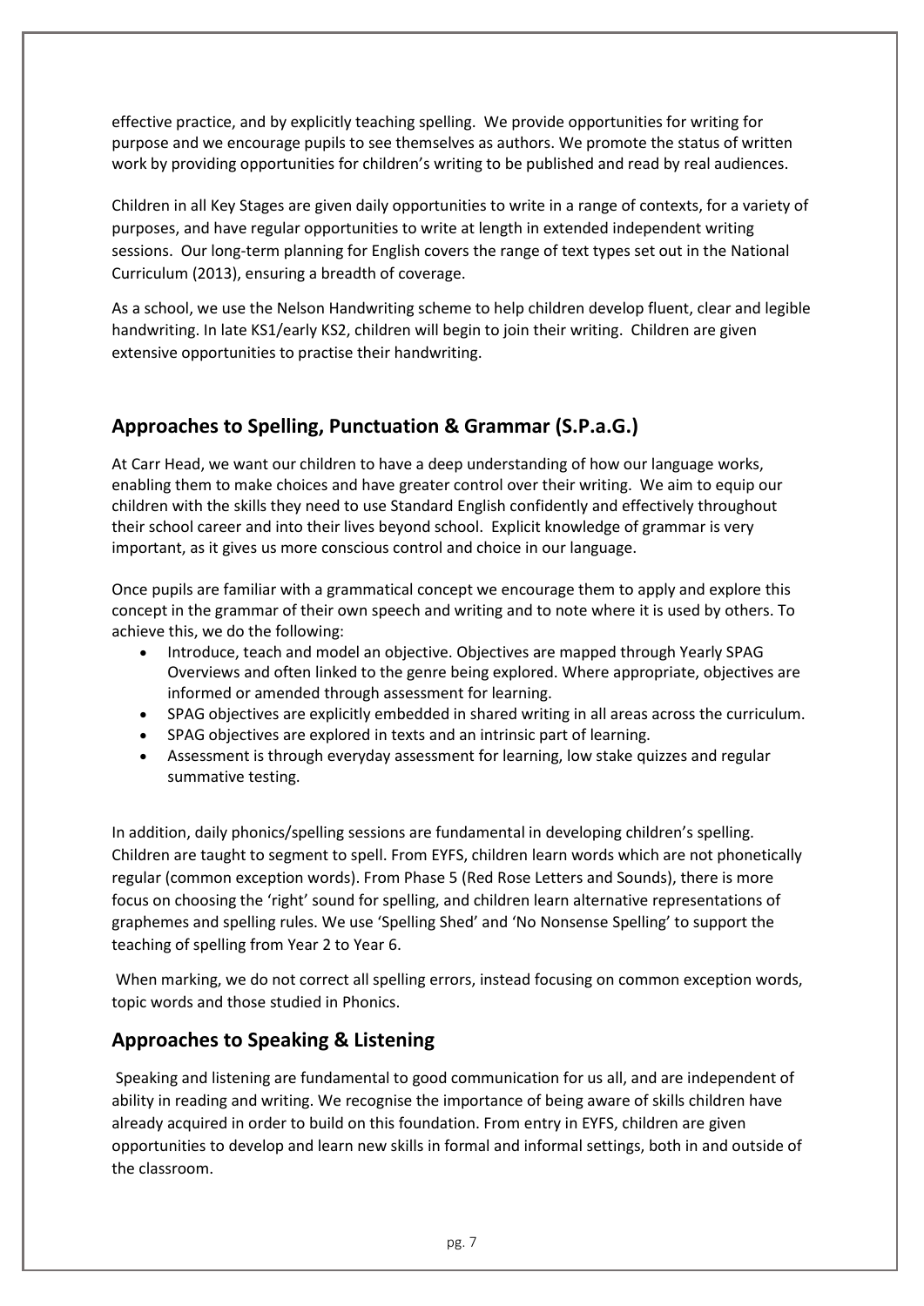effective practice, and by explicitly teaching spelling. We provide opportunities for writing for purpose and we encourage pupils to see themselves as authors. We promote the status of written work by providing opportunities for children's writing to be published and read by real audiences.

Children in all Key Stages are given daily opportunities to write in a range of contexts, for a variety of purposes, and have regular opportunities to write at length in extended independent writing sessions. Our long-term planning for English covers the range of text types set out in the National Curriculum (2013), ensuring a breadth of coverage.

As a school, we use the Nelson Handwriting scheme to help children develop fluent, clear and legible handwriting. In late KS1/early KS2, children will begin to join their writing. Children are given extensive opportunities to practise their handwriting.

## Approaches to Spelling, Punctuation & Grammar (S.P.a.G.)

At Carr Head, we want our children to have a deep understanding of how our language works, enabling them to make choices and have greater control over their writing. We aim to equip our children with the skills they need to use Standard English confidently and effectively throughout their school career and into their lives beyond school. Explicit knowledge of grammar is very important, as it gives us more conscious control and choice in our language.

Once pupils are familiar with a grammatical concept we encourage them to apply and explore this concept in the grammar of their own speech and writing and to note where it is used by others. To achieve this, we do the following:

- Introduce, teach and model an objective. Objectives are mapped through Yearly SPAG Overviews and often linked to the genre being explored. Where appropriate, objectives are informed or amended through assessment for learning.
- SPAG objectives are explicitly embedded in shared writing in all areas across the curriculum.
- SPAG objectives are explored in texts and an intrinsic part of learning.
- Assessment is through everyday assessment for learning, low stake quizzes and regular summative testing.

In addition, daily phonics/spelling sessions are fundamental in developing children's spelling. Children are taught to segment to spell. From EYFS, children learn words which are not phonetically regular (common exception words). From Phase 5 (Red Rose Letters and Sounds), there is more focus on choosing the 'right' sound for spelling, and children learn alternative representations of graphemes and spelling rules. We use 'Spelling Shed' and 'No Nonsense Spelling' to support the teaching of spelling from Year 2 to Year 6.

When marking, we do not correct all spelling errors, instead focusing on common exception words, topic words and those studied in Phonics.

## Approaches to Speaking & Listening

Speaking and listening are fundamental to good communication for us all, and are independent of ability in reading and writing. We recognise the importance of being aware of skills children have already acquired in order to build on this foundation. From entry in EYFS, children are given opportunities to develop and learn new skills in formal and informal settings, both in and outside of the classroom.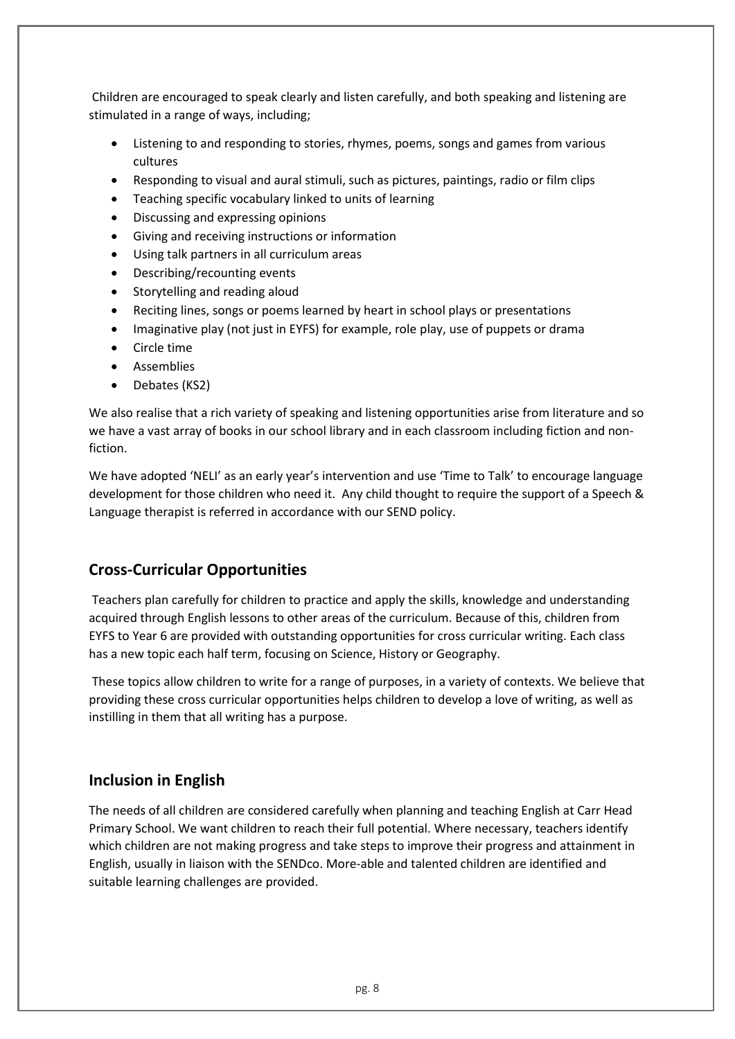Children are encouraged to speak clearly and listen carefully, and both speaking and listening are stimulated in a range of ways, including;

- Listening to and responding to stories, rhymes, poems, songs and games from various cultures
- Responding to visual and aural stimuli, such as pictures, paintings, radio or film clips
- Teaching specific vocabulary linked to units of learning
- Discussing and expressing opinions
- Giving and receiving instructions or information
- Using talk partners in all curriculum areas
- Describing/recounting events
- Storytelling and reading aloud
- Reciting lines, songs or poems learned by heart in school plays or presentations
- Imaginative play (not just in EYFS) for example, role play, use of puppets or drama
- Circle time
- Assemblies
- Debates (KS2)

We also realise that a rich variety of speaking and listening opportunities arise from literature and so we have a vast array of books in our school library and in each classroom including fiction and non-fiction.

We have adopted 'NELI' as an early year's intervention and use 'Time to Talk' to encourage language development for those children who need it. Any child thought to require the support of a Speech & Language therapist is referred in accordance with our SEND policy.

## Cross-Curricular Opportunities

Teachers plan carefully for children to practice and apply the skills, knowledge and understanding acquired through English lessons to other areas of the curriculum. Because of this, children from EYFS to Year 6 are provided with outstanding opportunities for cross curricular writing. Each class has a new topic each half term, focusing on Science, History or Geography.

These topics allow children to write for a range of purposes, in a variety of contexts. We believe that providing these cross curricular opportunities helps children to develop a love of writing, as well as instilling in them that all writing has a purpose.

## Inclusion in English

The needs of all children are considered carefully when planning and teaching English at Carr Head Primary School. We want children to reach their full potential. Where necessary, teachers identify which children are not making progress and take steps to improve their progress and attainment in English, usually in liaison with the SENDco. More-able and talented children are identified and suitable learning challenges are provided.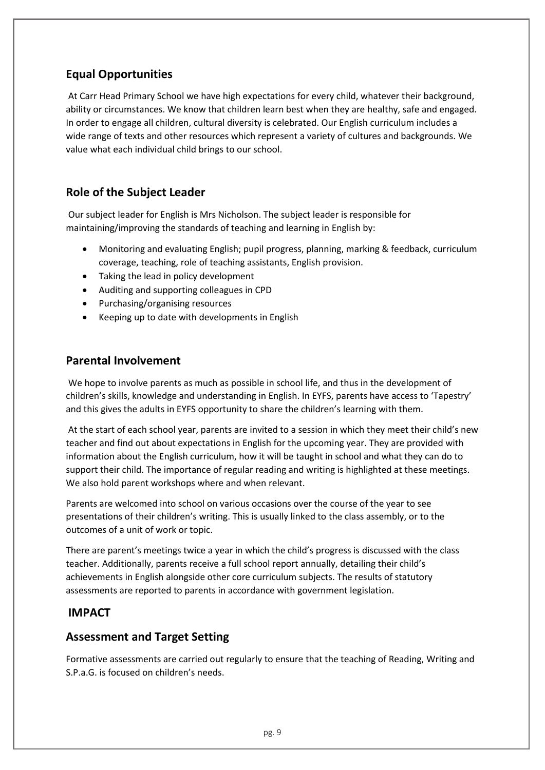## Equal Opportunities

At Carr Head Primary School we have high expectations for every child, whatever their background, ability or circumstances. We know that children learn best when they are healthy, safe and engaged. In order to engage all children, cultural diversity is celebrated. Our English curriculum includes a wide range of texts and other resources which represent a variety of cultures and backgrounds. We value what each individual child brings to our school.

## Role of the Subject Leader

Our subject leader for English is Mrs Nicholson. The subject leader is responsible for maintaining/improving the standards of teaching and learning in English by:

- Monitoring and evaluating English; pupil progress, planning, marking & feedback, curriculum coverage, teaching, role of teaching assistants, English provision.
- Taking the lead in policy development
- Auditing and supporting colleagues in CPD
- Purchasing/organising resources
- Keeping up to date with developments in English

## Parental Involvement

We hope to involve parents as much as possible in school life, and thus in the development of children's skills, knowledge and understanding in English. In EYFS, parents have access to 'Tapestry' and this gives the adults in EYFS opportunity to share the children's learning with them.

At the start of each school year, parents are invited to a session in which they meet their child's new teacher and find out about expectations in English for the upcoming year. They are provided with information about the English curriculum, how it will be taught in school and what they can do to support their child. The importance of regular reading and writing is highlighted at these meetings. We also hold parent workshops where and when relevant.

Parents are welcomed into school on various occasions over the course of the year to see presentations of their children's writing. This is usually linked to the class assembly, or to the outcomes of a unit of work or topic.

There are parent's meetings twice a year in which the child's progress is discussed with the class teacher. Additionally, parents receive a full school report annually, detailing their child's achievements in English alongside other core curriculum subjects. The results of statutory assessments are reported to parents in accordance with government legislation.

## IMPACT

## Assessment and Target Setting

Formative assessments are carried out regularly to ensure that the teaching of Reading, Writing and S.P.a.G. is focused on children's needs.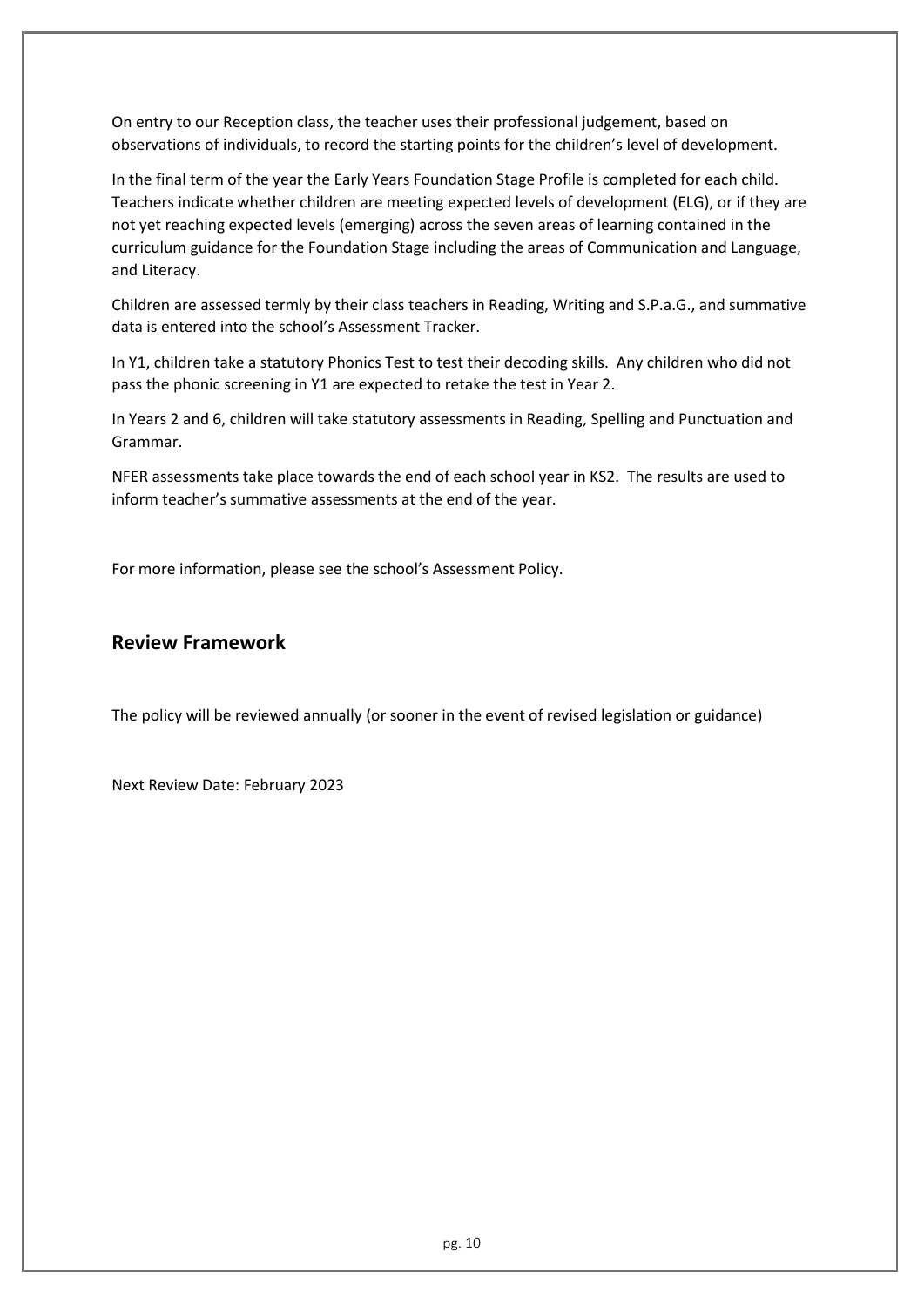On entry to our Reception class, the teacher uses their professional judgement, based on observations of individuals, to record the starting points for the children's level of development.

In the final term of the year the Early Years Foundation Stage Profile is completed for each child. Teachers indicate whether children are meeting expected levels of development (ELG), or if they are not yet reaching expected levels (emerging) across the seven areas of learning contained in the curriculum guidance for the Foundation Stage including the areas of Communication and Language, and Literacy.

Children are assessed termly by their class teachers in Reading, Writing and S.P.a.G., and summative data is entered into the school's Assessment Tracker.

In Y1, children take a statutory Phonics Test to test their decoding skills. Any children who did not pass the phonic screening in Y1 are expected to retake the test in Year 2.

In Years 2 and 6, children will take statutory assessments in Reading, Spelling and Punctuation and Grammar.

NFER assessments take place towards the end of each school year in KS2. The results are used to inform teacher's summative assessments at the end of the year.

For more information, please see the school's Assessment Policy.

## Review Framework

The policy will be reviewed annually (or sooner in the event of revised legislation or guidance)

Next Review Date: February 2023